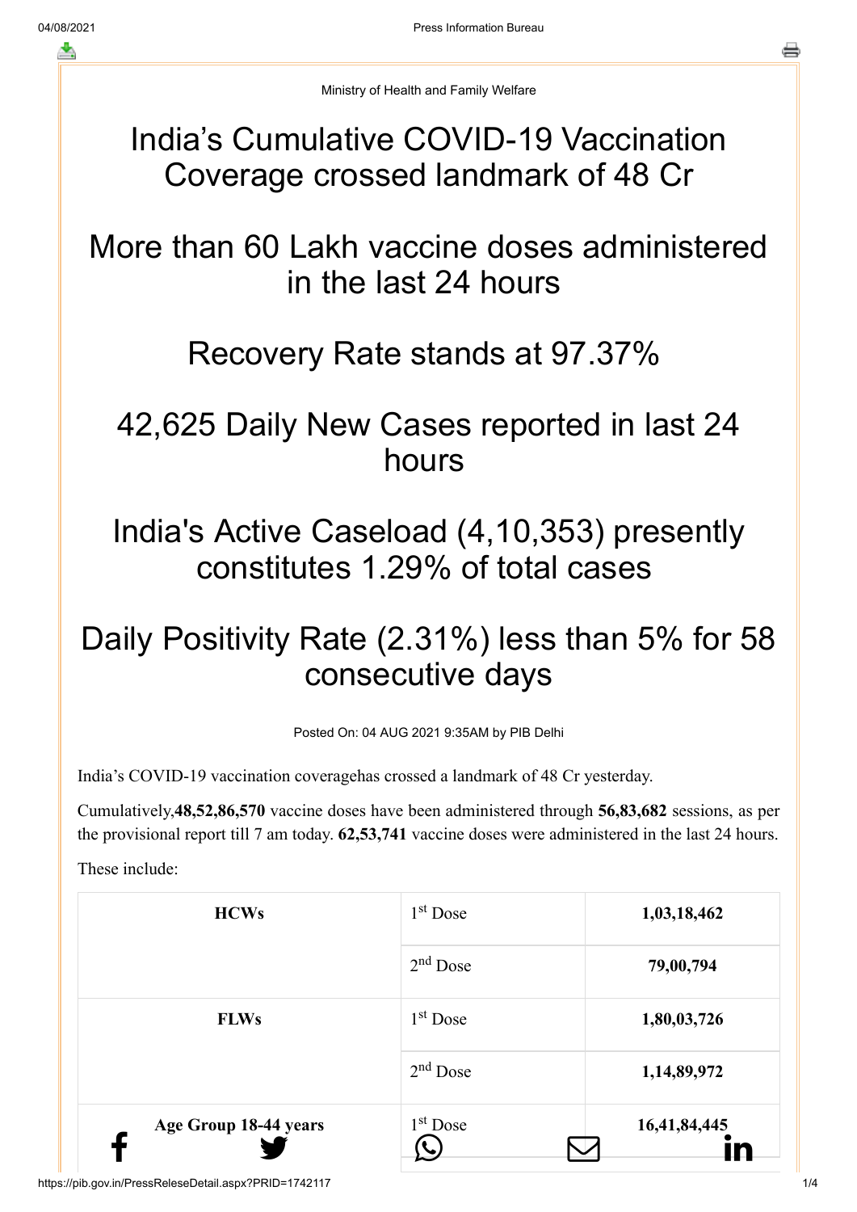Ministry of Health and Family Welfare

# India's Cumulative COVID-19 Vaccination Coverage crossed landmark of 48 Cr

# More than 60 Lakh vaccine doses administered in the last 24 hours

# Recovery Rate stands at 97.37%

# 42,625 Daily New Cases reported in last 24 hours

# India's Active Caseload (4,10,353) presently constitutes 1.29% of total cases

# Daily Positivity Rate (2.31%) less than 5% for 58 consecutive days

Posted On: 04 AUG 2021 9:35AM by PIB Delhi

India's COVID-19 vaccination coveragehas crossed a landmark of 48 Cr yesterday.

Cumulatively,**48,52,86,570** vaccine doses have been administered through **56,83,682** sessions, as per the provisional report till 7 am today. **62,53,741** vaccine doses were administered in the last 24 hours.

These include:

| | | |
|---|---|---|
| **HCWs** | 1st Dose | **1,03,18,462** |
| | 2nd Dose | **79,00,794** |
| **FLWs** | 1st Dose | **1,80,03,726** |
| | 2nd Dose | **1,14,89,972** |
| **Age Group 18-44 years** | 1st Dose | **16,41,84,445** |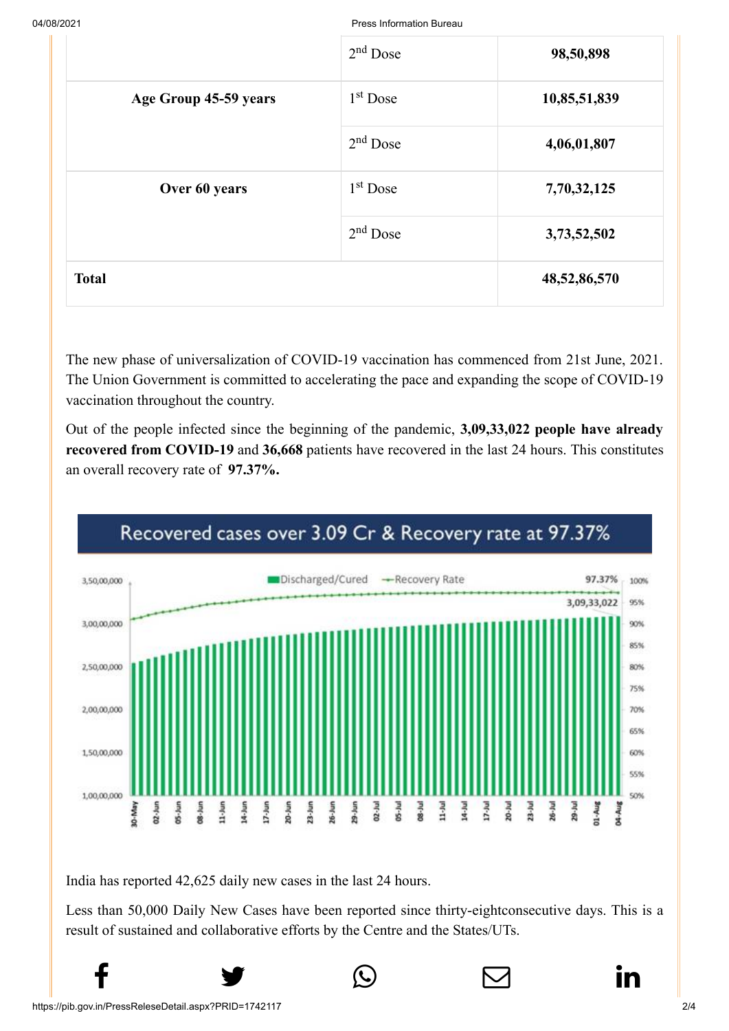|  | 2nd Dose | 98,50,898 |
|---|---|---|
| Age Group 45-59 years | 1st Dose | 10,85,51,839 |
|  | 2nd Dose | 4,06,01,807 |
| Over 60 years | 1st Dose | 7,70,32,125 |
|  | 2nd Dose | 3,73,52,502 |
| **Total** |  | **48,52,86,570** |

The new phase of universalization of COVID-19 vaccination has commenced from 21st June, 2021. The Union Government is committed to accelerating the pace and expanding the scope of COVID-19 vaccination throughout the country.

Out of the people infected since the beginning of the pandemic, **3,09,33,022 people have already recovered from COVID-19** and **36,668** patients have recovered in the last 24 hours. This constitutes an overall recovery rate of **97.37%.**

Recovered cases over 3.09 Cr & Recovery rate at 97.37%

India has reported 42,625 daily new cases in the last 24 hours.

Less than 50,000 Daily New Cases have been reported since thirty-eightconsecutive days. This is a result of sustained and collaborative efforts by the Centre and the States/UTs.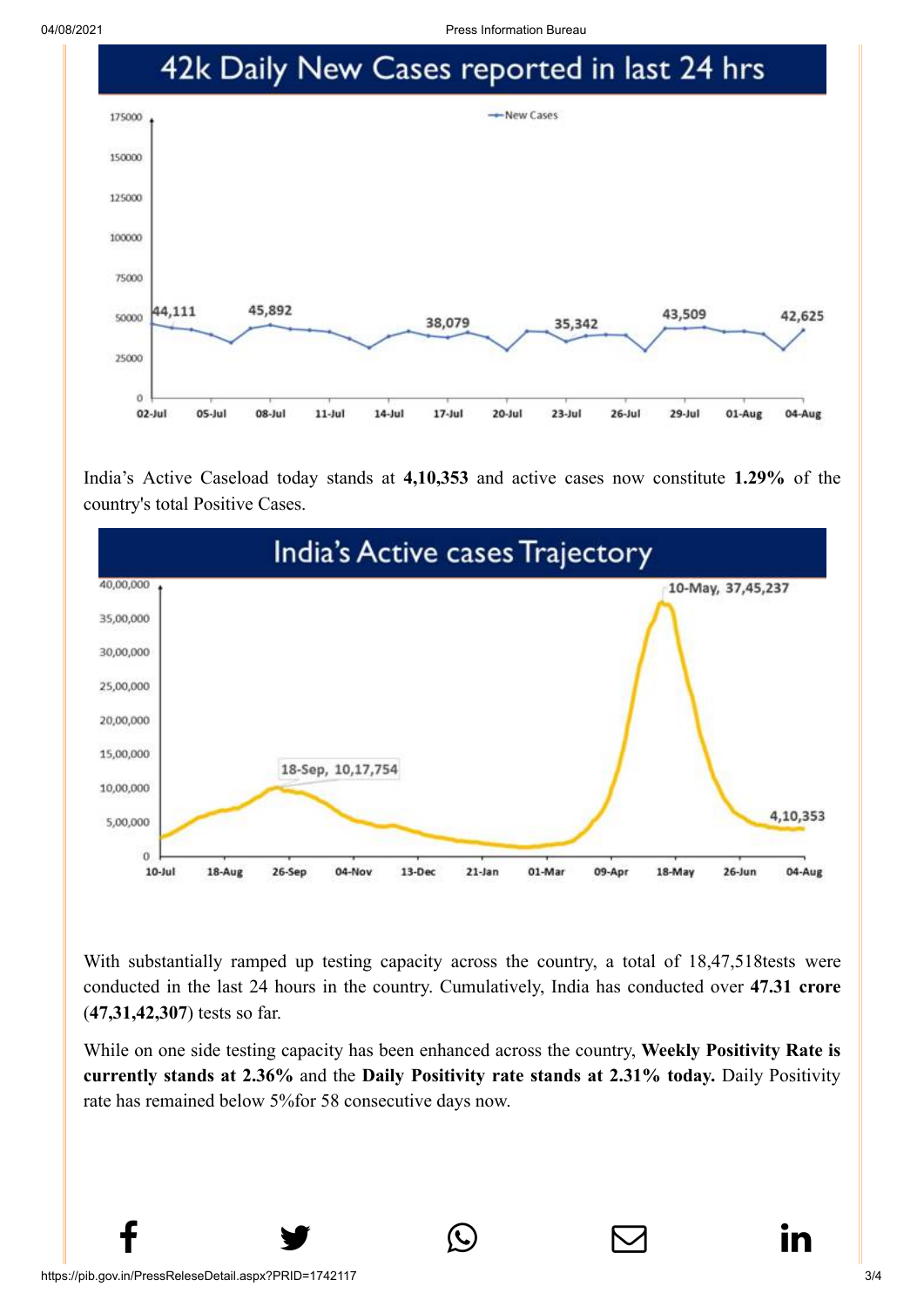## 42k Daily New Cases reported in last 24 hrs

India's Active Caseload today stands at **4,10,353** and active cases now constitute **1.29%** of the country's total Positive Cases.

## India's Active cases Trajectory

With substantially ramped up testing capacity across the country, a total of 18,47,518tests were conducted in the last 24 hours in the country. Cumulatively, India has conducted over **47.31 crore** (**47,31,42,307**) tests so far.

While on one side testing capacity has been enhanced across the country, **Weekly Positivity Rate is currently stands at 2.36%** and the **Daily Positivity rate stands at 2.31% today.** Daily Positivity rate has remained below 5%for 58 consecutive days now.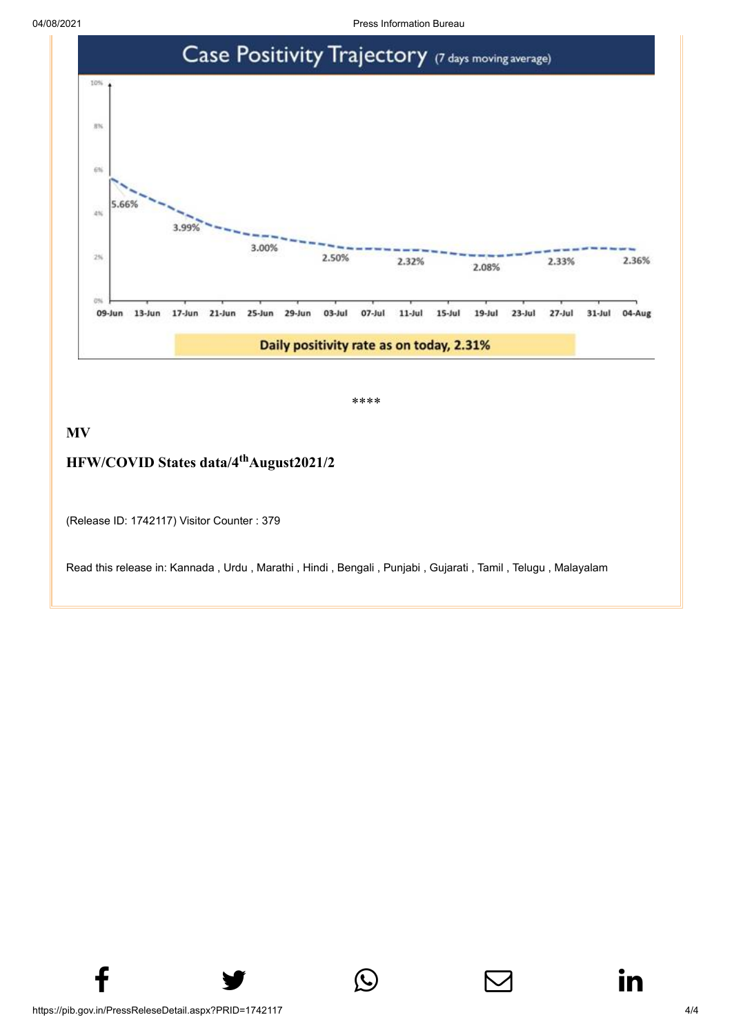Case Positivity Trajectory (7 days moving average)

10%
8%
6%
4%
2%
0%

5.66%
3.99%
3.00%
2.50%
2.32%
2.08%
2.33%
2.36%

09-Jun 13-Jun 17-Jun 21-Jun 25-Jun 29-Jun 03-Jul 07-Jul 11-Jul 15-Jul 19-Jul 23-Jul 27-Jul 31-Jul 04-Aug

Daily positivity rate as on today, 2.31%

****

**MV**

**HFW/COVID States data/4th August2021/2**

(Release ID: 1742117) Visitor Counter : 379

Read this release in: Kannada , Urdu , Marathi , Hindi , Bengali , Punjabi , Gujarati , Tamil , Telugu , Malayalam